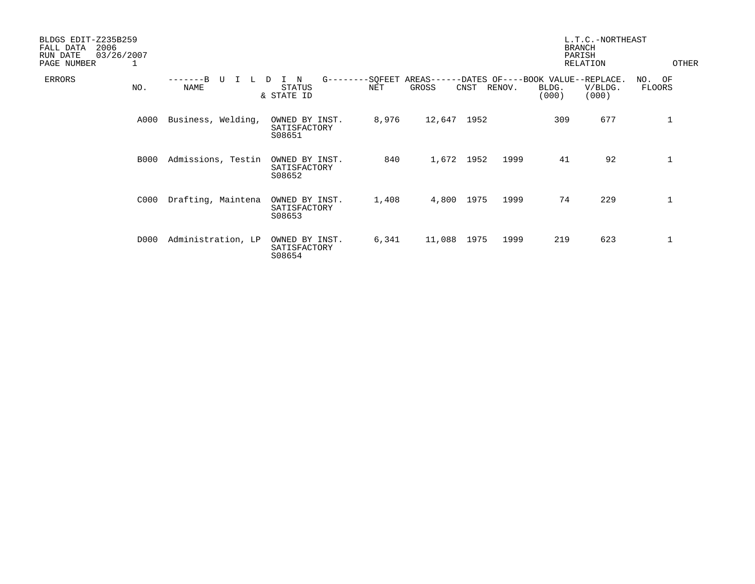BLDGS EDIT-Z235B259
FALL DATA 2006
RUN DATE 03/26/2007
PAGE NUMBER 1

L.T.C.-NORTHEAST
BRANCH
PARISH
RELATION

OTHER

| ERRORS | NO. | BUILDING NAME | STATUS & STATE ID | SQFEET AREAS NET | SQFEET AREAS GROSS | DATES OF CNST | DATES OF RENOV. | BOOK VALUE BLDG. (000) | REPLACE. V/BLDG. (000) | NO. OF FLOORS |
|---|---|---|---|---|---|---|---|---|---|---|
| | A000 | Business, Welding, | OWNED BY INST. SATISFACTORY S08651 | 8,976 | 12,647 | 1952 | | 309 | 677 | 1 |
| | B000 | Admissions, Testin | OWNED BY INST. SATISFACTORY S08652 | 840 | 1,672 | 1952 | 1999 | 41 | 92 | 1 |
| | C000 | Drafting, Maintena | OWNED BY INST. SATISFACTORY S08653 | 1,408 | 4,800 | 1975 | 1999 | 74 | 229 | 1 |
| | D000 | Administration, LP | OWNED BY INST. SATISFACTORY S08654 | 6,341 | 11,088 | 1975 | 1999 | 219 | 623 | 1 |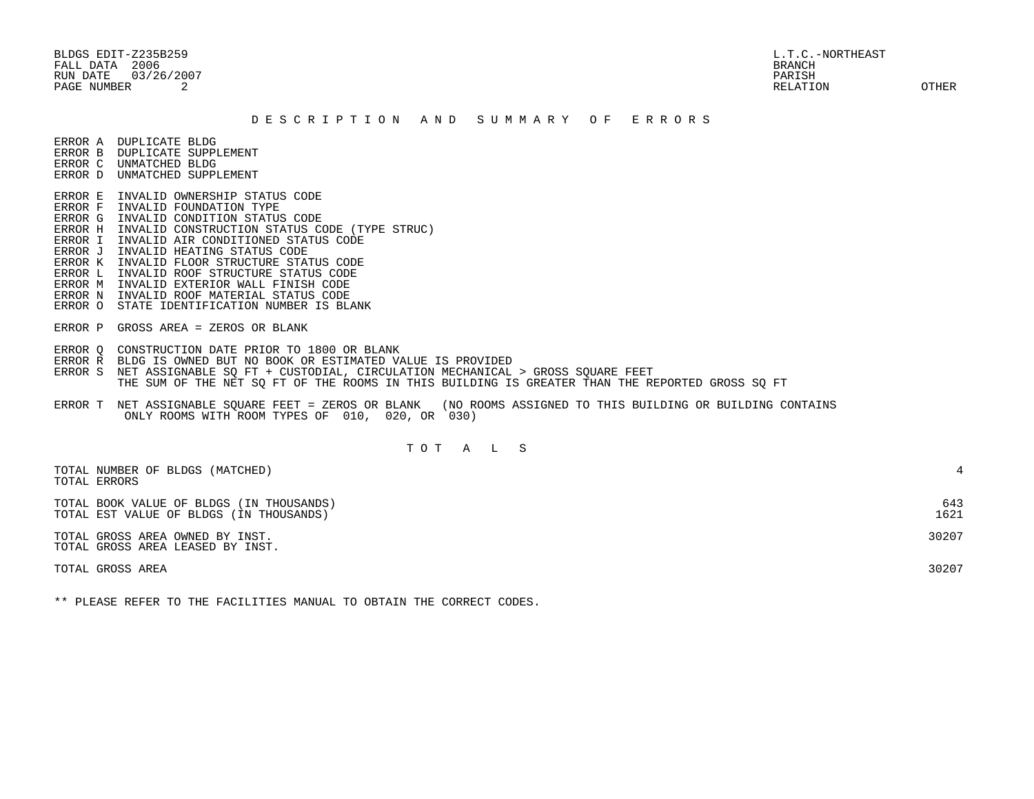BLDGS EDIT-Z235B259
FALL DATA 2006
RUN DATE 03/26/2007
PAGE NUMBER 2

L.T.C.-NORTHEAST
BRANCH
PARISH
RELATION OTHER

## D E S C R I P T I O N  A N D  S U M M A R Y  O F  E R R O R S

ERROR A DUPLICATE BLDG
ERROR B DUPLICATE SUPPLEMENT
ERROR C UNMATCHED BLDG
ERROR D UNMATCHED SUPPLEMENT

ERROR E INVALID OWNERSHIP STATUS CODE
ERROR F INVALID FOUNDATION TYPE
ERROR G INVALID CONDITION STATUS CODE
ERROR H INVALID CONSTRUCTION STATUS CODE (TYPE STRUC)
ERROR I INVALID AIR CONDITIONED STATUS CODE
ERROR J INVALID HEATING STATUS CODE
ERROR K INVALID FLOOR STRUCTURE STATUS CODE
ERROR L INVALID ROOF STRUCTURE STATUS CODE
ERROR M INVALID EXTERIOR WALL FINISH CODE
ERROR N INVALID ROOF MATERIAL STATUS CODE
ERROR O STATE IDENTIFICATION NUMBER IS BLANK

ERROR P GROSS AREA = ZEROS OR BLANK

ERROR Q CONSTRUCTION DATE PRIOR TO 1800 OR BLANK
ERROR R BLDG IS OWNED BUT NO BOOK OR ESTIMATED VALUE IS PROVIDED
ERROR S NET ASSIGNABLE SQ FT + CUSTODIAL, CIRCULATION MECHANICAL > GROSS SQUARE FEET
THE SUM OF THE NET SQ FT OF THE ROOMS IN THIS BUILDING IS GREATER THAN THE REPORTED GROSS SQ FT

ERROR T NET ASSIGNABLE SQUARE FEET = ZEROS OR BLANK (NO ROOMS ASSIGNED TO THIS BUILDING OR BUILDING CONTAINS ONLY ROOMS WITH ROOM TYPES OF 010, 020, OR 030)

## T O T A L S

| | |
|---|---|
| TOTAL NUMBER OF BLDGS (MATCHED) | 4 |
| TOTAL ERRORS | |
| TOTAL BOOK VALUE OF BLDGS (IN THOUSANDS) | 643 |
| TOTAL EST VALUE OF BLDGS (IN THOUSANDS) | 1621 |
| TOTAL GROSS AREA OWNED BY INST. | 30207 |
| TOTAL GROSS AREA LEASED BY INST. | |
| TOTAL GROSS AREA | 30207 |

** PLEASE REFER TO THE FACILITIES MANUAL TO OBTAIN THE CORRECT CODES.